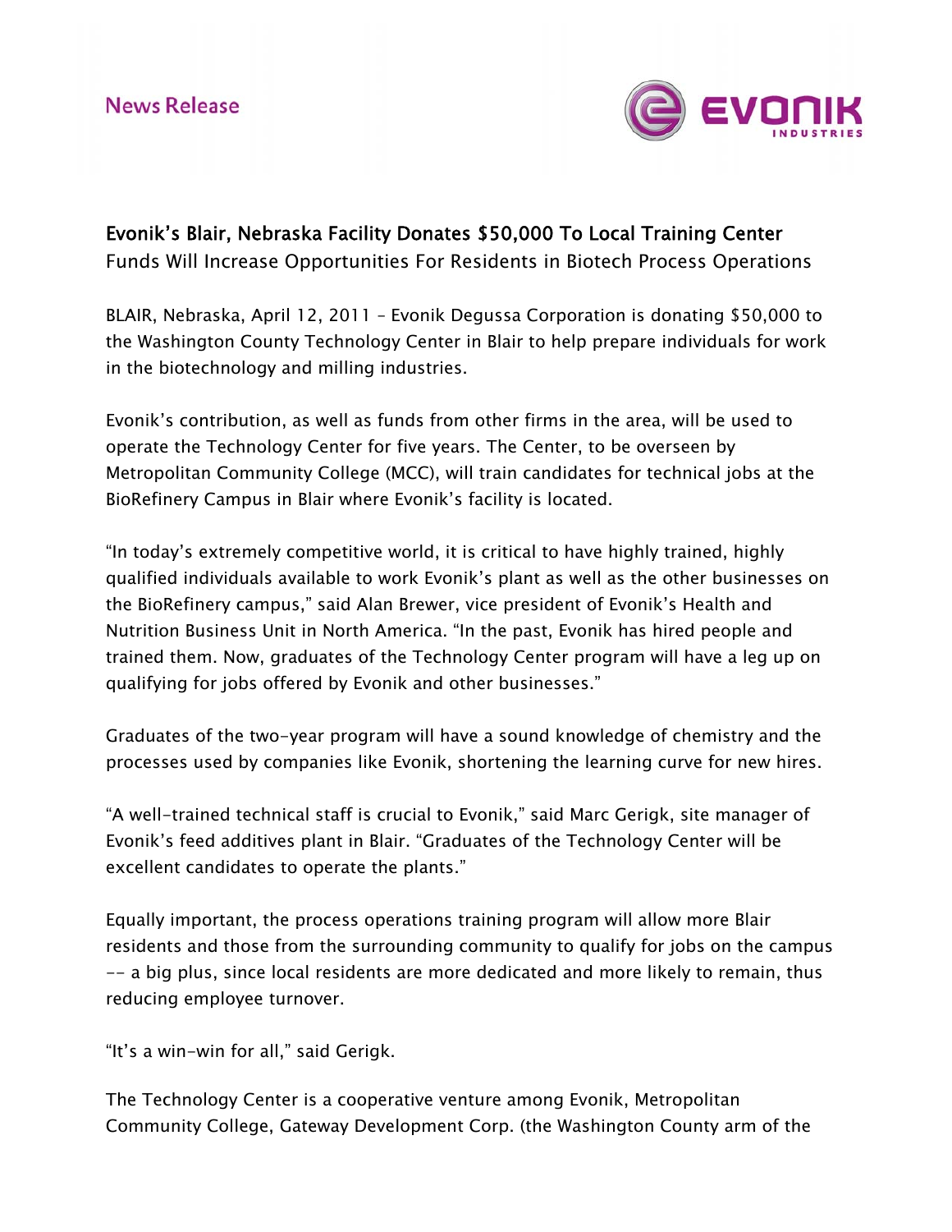News Release

EVONIK INDUSTRIES

## Evonik's Blair, Nebraska Facility Donates $50,000 To Local Training Center

Funds Will Increase Opportunities For Residents in Biotech Process Operations

BLAIR, Nebraska, April 12, 2011 – Evonik Degussa Corporation is donating $50,000 to the Washington County Technology Center in Blair to help prepare individuals for work in the biotechnology and milling industries.

Evonik's contribution, as well as funds from other firms in the area, will be used to operate the Technology Center for five years. The Center, to be overseen by Metropolitan Community College (MCC), will train candidates for technical jobs at the BioRefinery Campus in Blair where Evonik's facility is located.

"In today's extremely competitive world, it is critical to have highly trained, highly qualified individuals available to work Evonik's plant as well as the other businesses on the BioRefinery campus," said Alan Brewer, vice president of Evonik's Health and Nutrition Business Unit in North America. "In the past, Evonik has hired people and trained them. Now, graduates of the Technology Center program will have a leg up on qualifying for jobs offered by Evonik and other businesses."

Graduates of the two-year program will have a sound knowledge of chemistry and the processes used by companies like Evonik, shortening the learning curve for new hires.

"A well-trained technical staff is crucial to Evonik," said Marc Gerigk, site manager of Evonik's feed additives plant in Blair. "Graduates of the Technology Center will be excellent candidates to operate the plants."

Equally important, the process operations training program will allow more Blair residents and those from the surrounding community to qualify for jobs on the campus -- a big plus, since local residents are more dedicated and more likely to remain, thus reducing employee turnover.

"It's a win-win for all," said Gerigk.

The Technology Center is a cooperative venture among Evonik, Metropolitan Community College, Gateway Development Corp. (the Washington County arm of the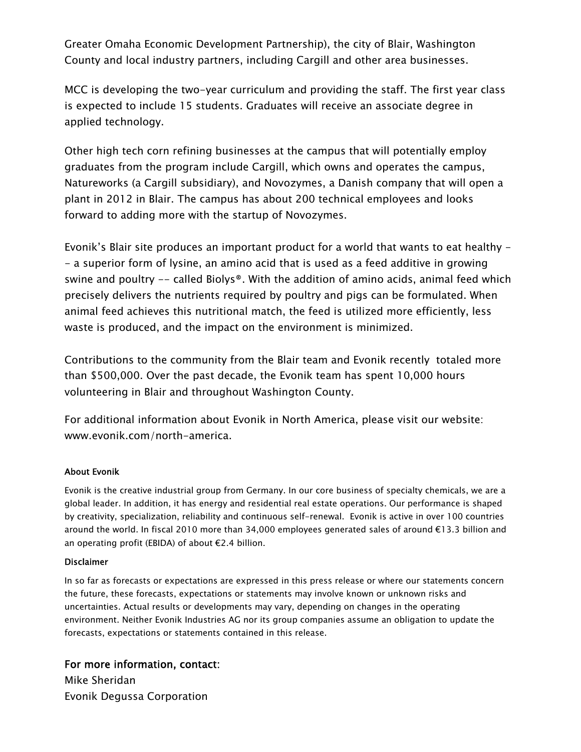Greater Omaha Economic Development Partnership), the city of Blair, Washington County and local industry partners, including Cargill and other area businesses.

MCC is developing the two-year curriculum and providing the staff. The first year class is expected to include 15 students. Graduates will receive an associate degree in applied technology.

Other high tech corn refining businesses at the campus that will potentially employ graduates from the program include Cargill, which owns and operates the campus, Natureworks (a Cargill subsidiary), and Novozymes, a Danish company that will open a plant in 2012 in Blair. The campus has about 200 technical employees and looks forward to adding more with the startup of Novozymes.

Evonik's Blair site produces an important product for a world that wants to eat healthy -- a superior form of lysine, an amino acid that is used as a feed additive in growing swine and poultry -- called Biolys®. With the addition of amino acids, animal feed which precisely delivers the nutrients required by poultry and pigs can be formulated. When animal feed achieves this nutritional match, the feed is utilized more efficiently, less waste is produced, and the impact on the environment is minimized.

Contributions to the community from the Blair team and Evonik recently totaled more than $500,000. Over the past decade, the Evonik team has spent 10,000 hours volunteering in Blair and throughout Washington County.

For additional information about Evonik in North America, please visit our website: www.evonik.com/north-america.

**About Evonik**

Evonik is the creative industrial group from Germany. In our core business of specialty chemicals, we are a global leader. In addition, it has energy and residential real estate operations. Our performance is shaped by creativity, specialization, reliability and continuous self-renewal. Evonik is active in over 100 countries around the world. In fiscal 2010 more than 34,000 employees generated sales of around €13.3 billion and an operating profit (EBIDA) of about €2.4 billion.

**Disclaimer**

In so far as forecasts or expectations are expressed in this press release or where our statements concern the future, these forecasts, expectations or statements may involve known or unknown risks and uncertainties. Actual results or developments may vary, depending on changes in the operating environment. Neither Evonik Industries AG nor its group companies assume an obligation to update the forecasts, expectations or statements contained in this release.

**For more information, contact:**
Mike Sheridan
Evonik Degussa Corporation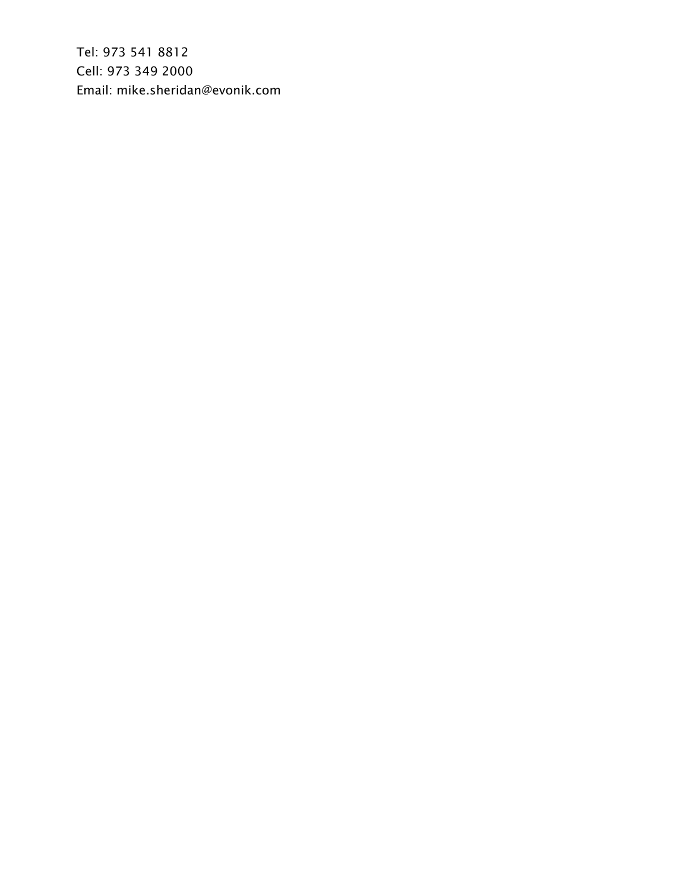Tel: 973 541 8812
Cell: 973 349 2000
Email: mike.sheridan@evonik.com